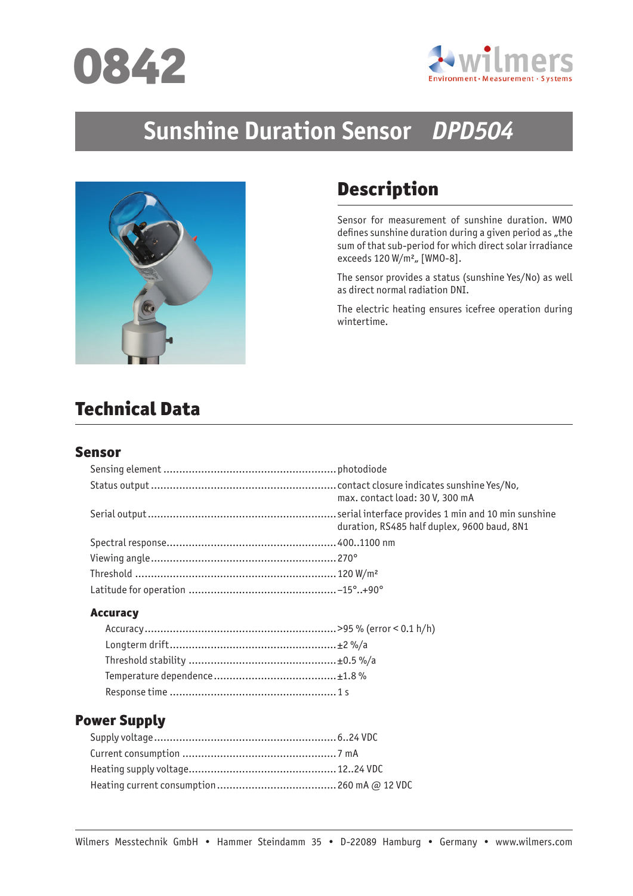# 0842

wilmers
Environment · Measurement · Systems

# Sunshine Duration Sensor *DPD504*

## Description

Sensor for measurement of sunshine duration. WMO defines sunshine duration during a given period as „the sum of that sub-period for which direct solar irradiance exceeds 120 W/m²„ [WMO-8].

The sensor provides a status (sunshine Yes/No) as well as direct normal radiation DNI.

The electric heating ensures icefree operation during wintertime.

## Technical Data

### Sensor

| | |
|---|---|
| Sensing element | photodiode |
| Status output | contact closure indicates sunshine Yes/No, max. contact load: 30 V, 300 mA |
| Serial output | serial interface provides 1 min and 10 min sunshine duration, RS485 half duplex, 9600 baud, 8N1 |
| Spectral response | 400..1100 nm |
| Viewing angle | 270° |
| Threshold | 120 W/m² |
| Latitude for operation | –15°..+90° |

#### Accuracy

| | |
|---|---|
| Accuracy | >95 % (error < 0.1 h/h) |
| Longterm drift | ±2 %/a |
| Threshold stability | ±0.5 %/a |
| Temperature dependence | ±1.8 % |
| Response time | 1 s |

### Power Supply

| | |
|---|---|
| Supply voltage | 6..24 VDC |
| Current consumption | 7 mA |
| Heating supply voltage | 12..24 VDC |
| Heating current consumption | 260 mA @ 12 VDC |

Wilmers Messtechnik GmbH • Hammer Steindamm 35 • D-22089 Hamburg • Germany • www.wilmers.com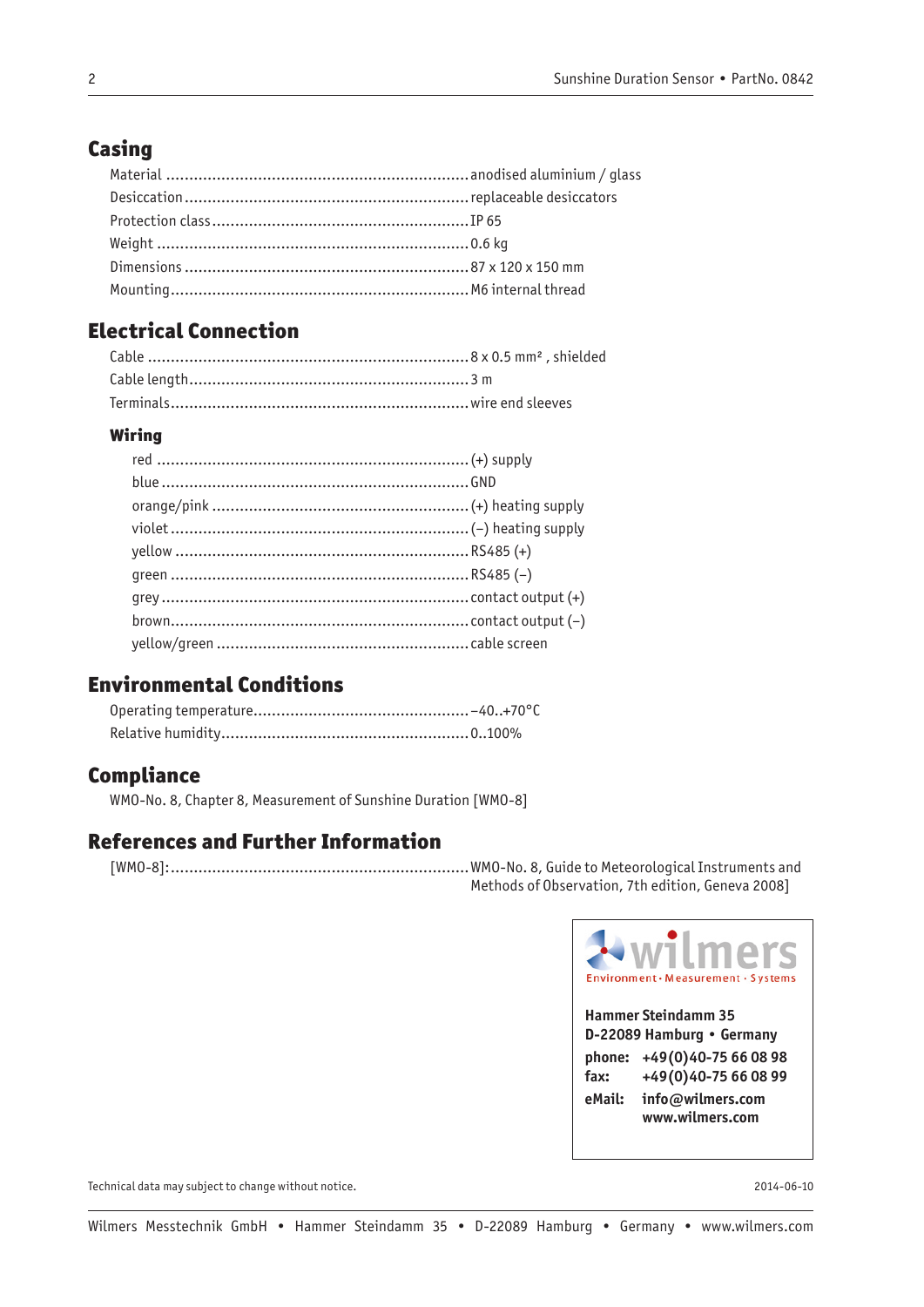## Casing

| | |
|---|---|
| Material | anodised aluminium / glass |
| Desiccation | replaceable desiccators |
| Protection class | IP 65 |
| Weight | 0.6 kg |
| Dimensions | 87 x 120 x 150 mm |
| Mounting | M6 internal thread |

## Electrical Connection

| | |
|---|---|
| Cable | 8 x 0.5 mm², shielded |
| Cable length | 3 m |
| Terminals | wire end sleeves |

### Wiring

| | |
|---|---|
| red | (+) supply |
| blue | GND |
| orange/pink | (+) heating supply |
| violet | (–) heating supply |
| yellow | RS485 (+) |
| green | RS485 (–) |
| grey | contact output (+) |
| brown | contact output (–) |
| yellow/green | cable screen |

## Environmental Conditions

| | |
|---|---|
| Operating temperature | –40..+70°C |
| Relative humidity | 0..100% |

## Compliance

WMO-No. 8, Chapter 8, Measurement of Sunshine Duration [WMO-8]

## References and Further Information

| | |
|---|---|
| [WMO-8]: | WMO-No. 8, Guide to Meteorological Instruments and Methods of Observation, 7th edition, Geneva 2008] |

wilmers
Environment · Measurement · Systems

**Hammer Steindamm 35**
**D-22089 Hamburg • Germany**
**phone:** +49(0)40-75 66 08 98
**fax:** +49(0)40-75 66 08 99
**eMail:** info@wilmers.com
www.wilmers.com

Technical data may subject to change without notice.

2014-06-10

Wilmers Messtechnik GmbH • Hammer Steindamm 35 • D-22089 Hamburg • Germany • www.wilmers.com